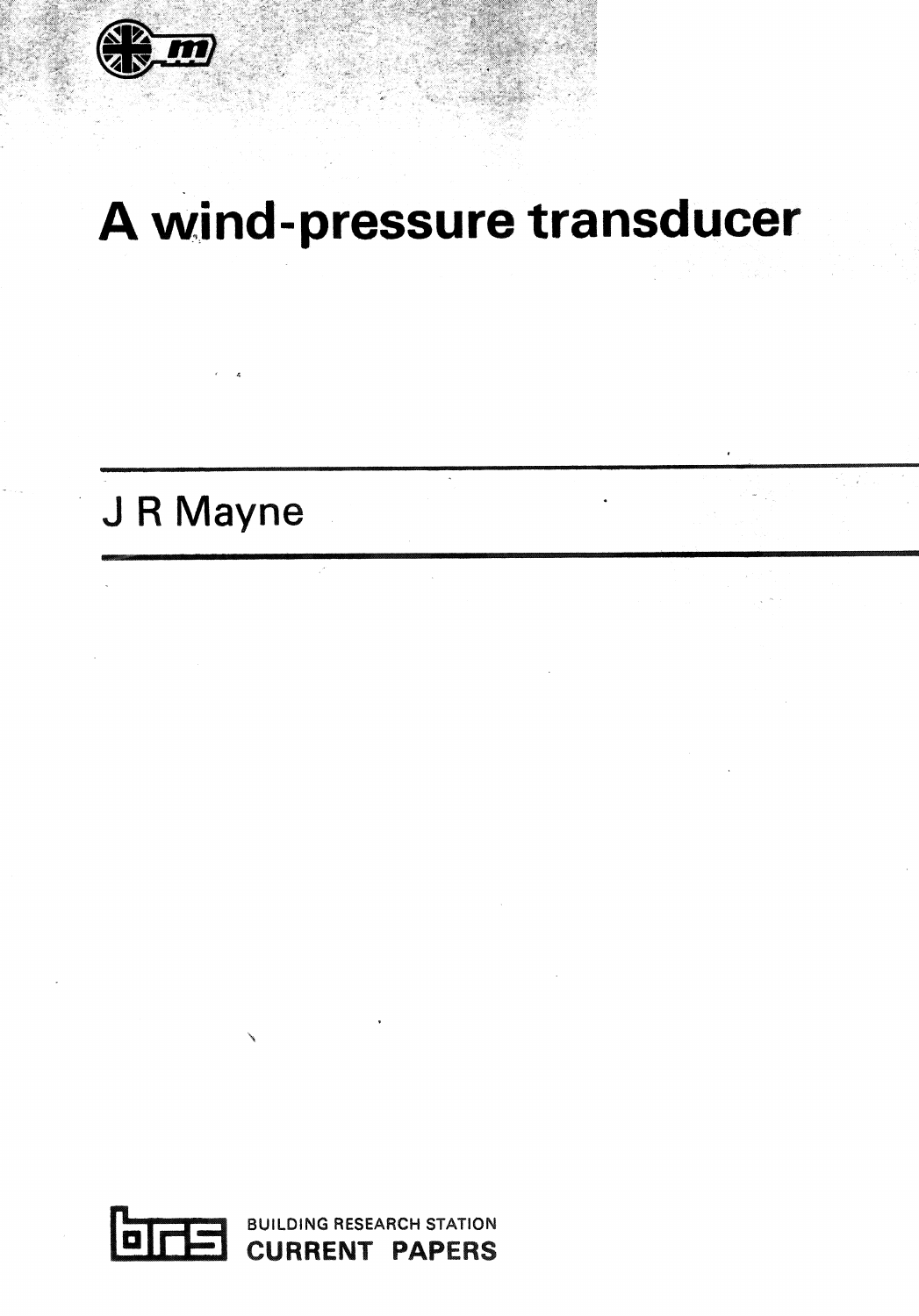# A wind-pressure transducer

J R Mayne

BUILDING RESEARCH STATION
CURRENT PAPERS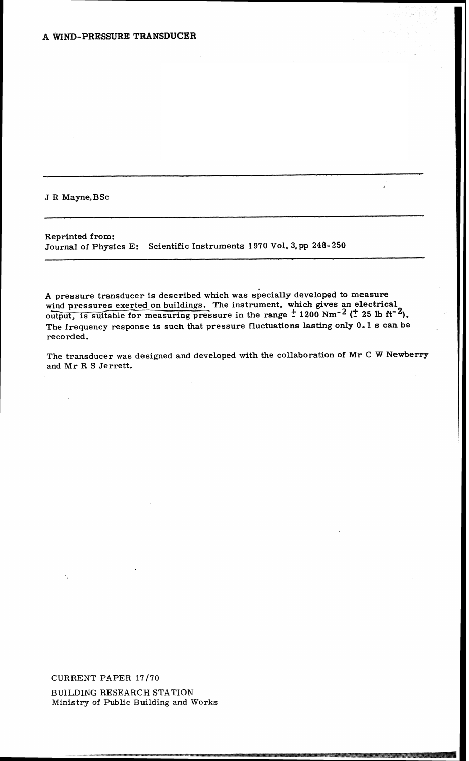# A WIND-PRESSURE TRANSDUCER

J R Mayne, BSc

Reprinted from:
Journal of Physics E: Scientific Instruments 1970 Vol. 3, pp 248-250

A pressure transducer is described which was specially developed to measure wind pressures exerted on buildings. The instrument, which gives an electrical output, is suitable for measuring pressure in the range $\pm$ 1200 $Nm^{-2}$ ($\pm$ 25 lb $ft^{-2}$). The frequency response is such that pressure fluctuations lasting only 0.1 s can be recorded.

The transducer was designed and developed with the collaboration of Mr C W Newberry and Mr R S Jerrett.

CURRENT PAPER 17/70

BUILDING RESEARCH STATION
Ministry of Public Building and Works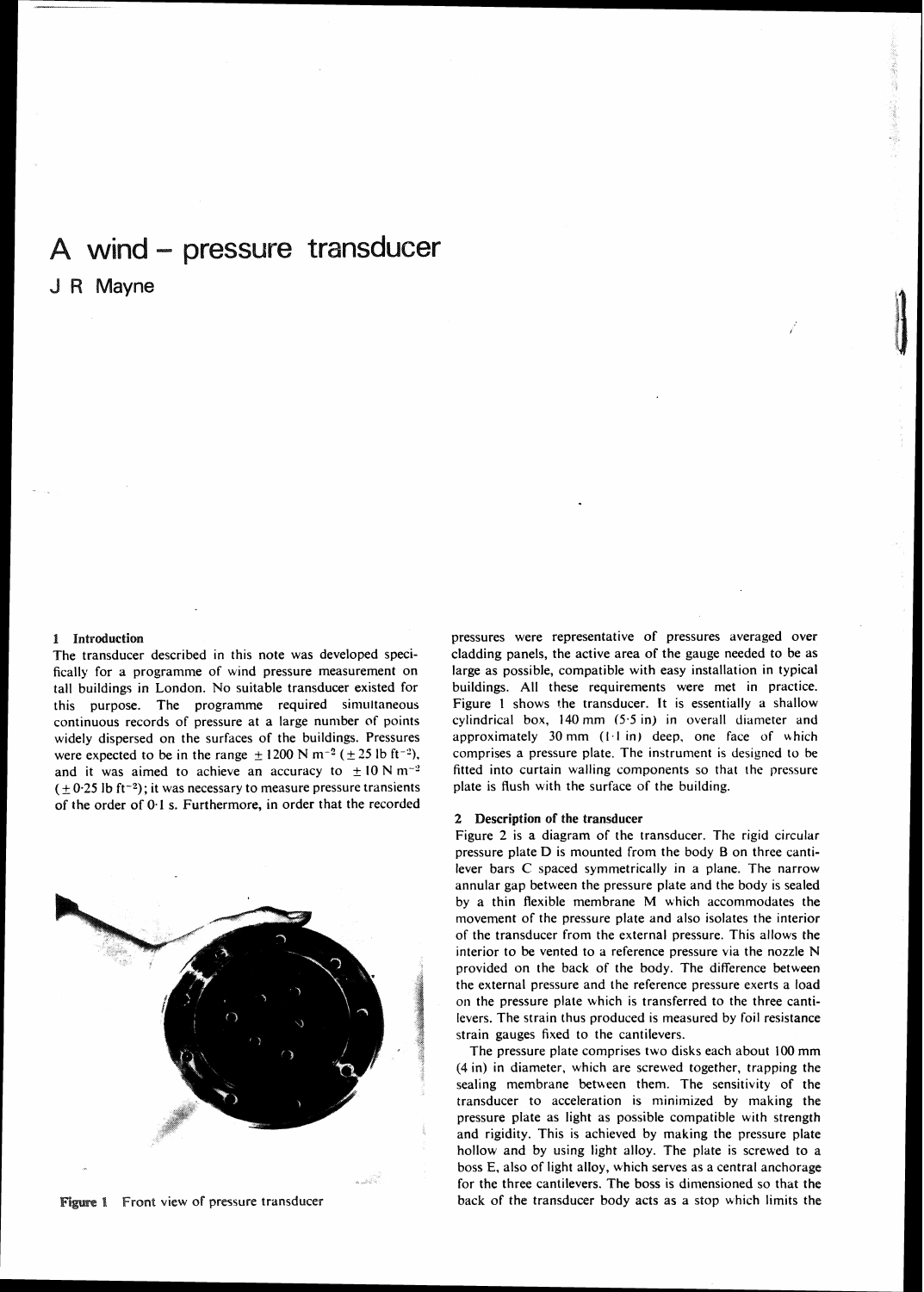# A wind – pressure transducer

J R Mayne

## 1 Introduction

The transducer described in this note was developed specifically for a programme of wind pressure measurement on tall buildings in London. No suitable transducer existed for this purpose. The programme required simultaneous continuous records of pressure at a large number of points widely dispersed on the surfaces of the buildings. Pressures were expected to be in the range $\pm 1200\ \mathrm{N\ m^{-2}}$ ($\pm 25\ \mathrm{lb\ ft^{-2}}$), and it was aimed to achieve an accuracy to $\pm 10\ \mathrm{N\ m^{-2}}$ ($\pm 0{\cdot}25\ \mathrm{lb\ ft^{-2}}$); it was necessary to measure pressure transients of the order of 0·1 s. Furthermore, in order that the recorded pressures were representative of pressures averaged over cladding panels, the active area of the gauge needed to be as large as possible, compatible with easy installation in typical buildings. All these requirements were met in practice. Figure 1 shows the transducer. It is essentially a shallow cylindrical box, 140 mm (5·5 in) in overall diameter and approximately 30 mm (1·1 in) deep, one face of which comprises a pressure plate. The instrument is designed to be fitted into curtain walling components so that the pressure plate is flush with the surface of the building.

**Figure 1** Front view of pressure transducer

## 2 Description of the transducer

Figure 2 is a diagram of the transducer. The rigid circular pressure plate D is mounted from the body B on three cantilever bars C spaced symmetrically in a plane. The narrow annular gap between the pressure plate and the body is sealed by a thin flexible membrane M which accommodates the movement of the pressure plate and also isolates the interior of the transducer from the external pressure. This allows the interior to be vented to a reference pressure via the nozzle N provided on the back of the body. The difference between the external pressure and the reference pressure exerts a load on the pressure plate which is transferred to the three cantilevers. The strain thus produced is measured by foil resistance strain gauges fixed to the cantilevers.

The pressure plate comprises two disks each about 100 mm (4 in) in diameter, which are screwed together, trapping the sealing membrane between them. The sensitivity of the transducer to acceleration is minimized by making the pressure plate as light as possible compatible with strength and rigidity. This is achieved by making the pressure plate hollow and by using light alloy. The plate is screwed to a boss E, also of light alloy, which serves as a central anchorage for the three cantilevers. The boss is dimensioned so that the back of the transducer body acts as a stop which limits the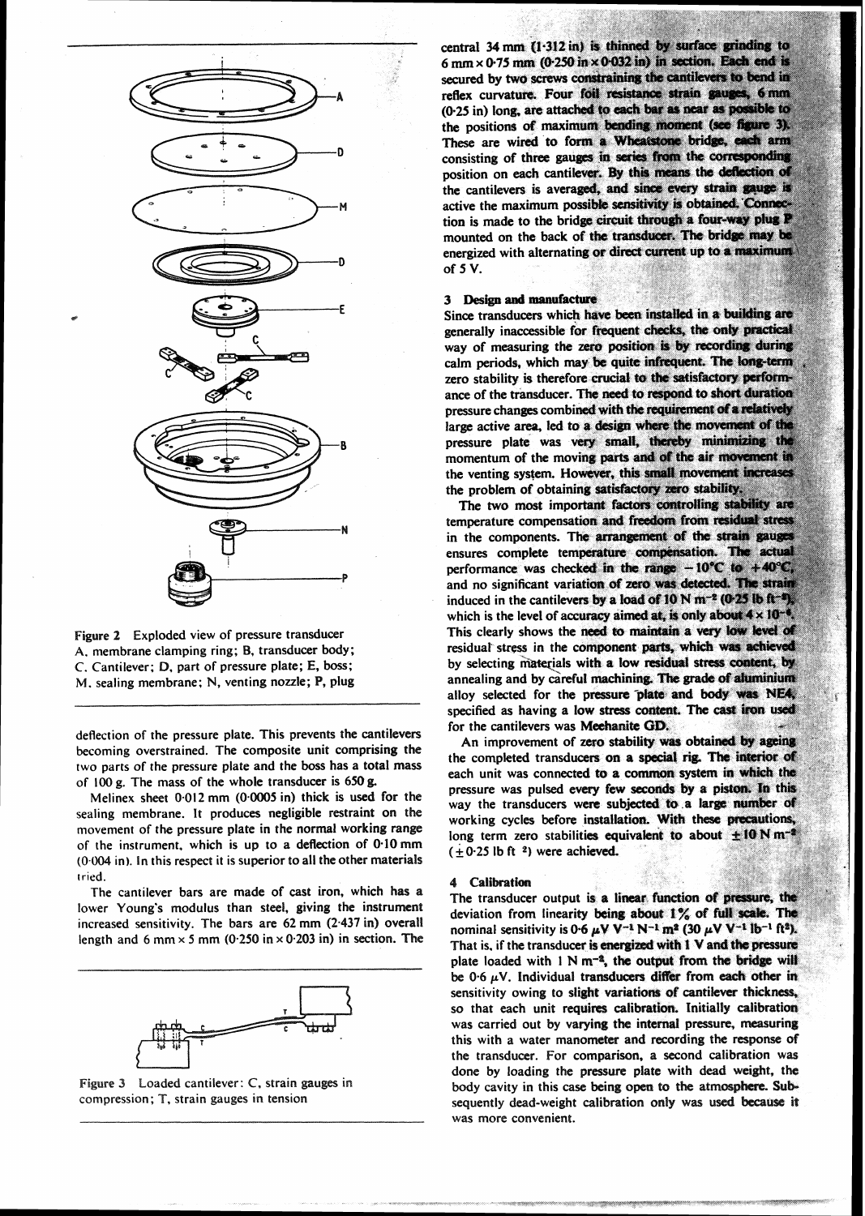Figure 2 Exploded view of pressure transducer
A, membrane clamping ring; B, transducer body; C. Cantilever; D, part of pressure plate; E, boss; M, sealing membrane; N, venting nozzle; P, plug

deflection of the pressure plate. This prevents the cantilevers becoming overstrained. The composite unit comprising the two parts of the pressure plate and the boss has a total mass of 100 g. The mass of the whole transducer is 650 g.

Melinex sheet 0·012 mm (0·0005 in) thick is used for the sealing membrane. It produces negligible restraint on the movement of the pressure plate in the normal working range of the instrument, which is up to a deflection of 0·10 mm (0·004 in). In this respect it is superior to all the other materials tried.

The cantilever bars are made of cast iron, which has a lower Young's modulus than steel, giving the instrument increased sensitivity. The bars are 62 mm (2·437 in) overall length and 6 mm × 5 mm (0·250 in × 0·203 in) in section. The central 34 mm (1·312 in) is thinned by surface grinding to 6 mm × 0·75 mm (0·250 in × 0·032 in) in section. Each end is secured by two screws constraining the cantilevers to bend in reflex curvature. Four foil resistance strain gauges, 6 mm (0·25 in) long, are attached to each bar as near as possible to the positions of maximum bending moment (see figure 3). These are wired to form a Wheatstone bridge, each arm consisting of three gauges in series from the corresponding position on each cantilever. By this means the deflection of the cantilevers is averaged, and since every strain gauge is active the maximum possible sensitivity is obtained. Connection is made to the bridge circuit through a four-way plug P mounted on the back of the transducer. The bridge may be energized with alternating or direct current up to a maximum of 5 V.

Figure 3 Loaded cantilever: C, strain gauges in compression; T, strain gauges in tension

## 3 Design and manufacture

Since transducers which have been installed in a building are generally inaccessible for frequent checks, the only practical way of measuring the zero position is by recording during calm periods, which may be quite infrequent. The long-term zero stability is therefore crucial to the satisfactory performance of the transducer. The need to respond to short duration pressure changes combined with the requirement of a relatively large active area, led to a design where the movement of the pressure plate was very small, thereby minimizing the momentum of the moving parts and of the air movement in the venting system. However, this small movement increases the problem of obtaining satisfactory zero stability.

The two most important factors controlling stability are temperature compensation and freedom from residual stress in the components. The arrangement of the strain gauges ensures complete temperature compensation. The actual performance was checked in the range −10°C to +40°C, and no significant variation of zero was detected. The strain induced in the cantilevers by a load of 10 N m$^{-2}$ (0·25 lb ft$^{-2}$), which is the level of accuracy aimed at, is only about $4 \times 10^{-6}$. This clearly shows the need to maintain a very low level of residual stress in the component parts, which was achieved by selecting materials with a low residual stress content, by annealing and by careful machining. The grade of aluminium alloy selected for the pressure plate and body was NE4, specified as having a low stress content. The cast iron used for the cantilevers was Meehanite GD.

An improvement of zero stability was obtained by ageing the completed transducers on a special rig. The interior of each unit was connected to a common system in which the pressure was pulsed every few seconds by a piston. In this way the transducers were subjected to a large number of working cycles before installation. With these precautions, long term zero stabilities equivalent to about ±10 N m$^{-2}$ (±0·25 lb ft$^{-2}$) were achieved.

## 4 Calibration

The transducer output is a linear function of pressure, the deviation from linearity being about 1% of full scale. The nominal sensitivity is 0·6 μV V$^{-1}$ N$^{-1}$ m$^{2}$ (30 μV V$^{-1}$ lb$^{-1}$ ft$^{2}$). That is, if the transducer is energized with 1 V and the pressure plate loaded with 1 N m$^{-2}$, the output from the bridge will be 0·6 μV. Individual transducers differ from each other in sensitivity owing to slight variations of cantilever thickness, so that each unit requires calibration. Initially calibration was carried out by varying the internal pressure, measuring this with a water manometer and recording the response of the transducer. For comparison, a second calibration was done by loading the pressure plate with dead weight, the body cavity in this case being open to the atmosphere. Subsequently dead-weight calibration only was used because it was more convenient.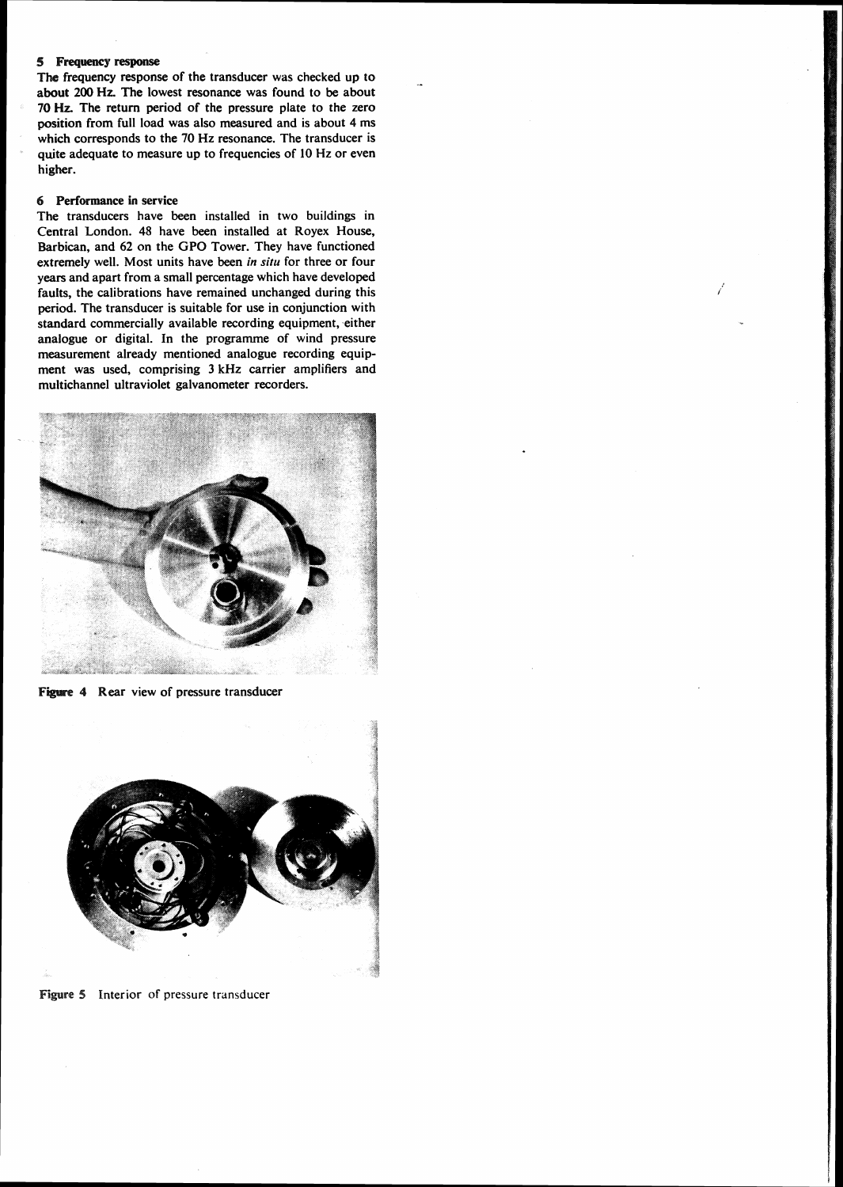## 5 Frequency response

The frequency response of the transducer was checked up to about 200 Hz. The lowest resonance was found to be about 70 Hz. The return period of the pressure plate to the zero position from full load was also measured and is about 4 ms which corresponds to the 70 Hz resonance. The transducer is quite adequate to measure up to frequencies of 10 Hz or even higher.

## 6 Performance in service

The transducers have been installed in two buildings in Central London. 48 have been installed at Royex House, Barbican, and 62 on the GPO Tower. They have functioned extremely well. Most units have been *in situ* for three or four years and apart from a small percentage which have developed faults, the calibrations have remained unchanged during this period. The transducer is suitable for use in conjunction with standard commercially available recording equipment, either analogue or digital. In the programme of wind pressure measurement already mentioned analogue recording equipment was used, comprising 3 kHz carrier amplifiers and multichannel ultraviolet galvanometer recorders.

**Figure 4** Rear view of pressure transducer

**Figure 5** Interior of pressure transducer